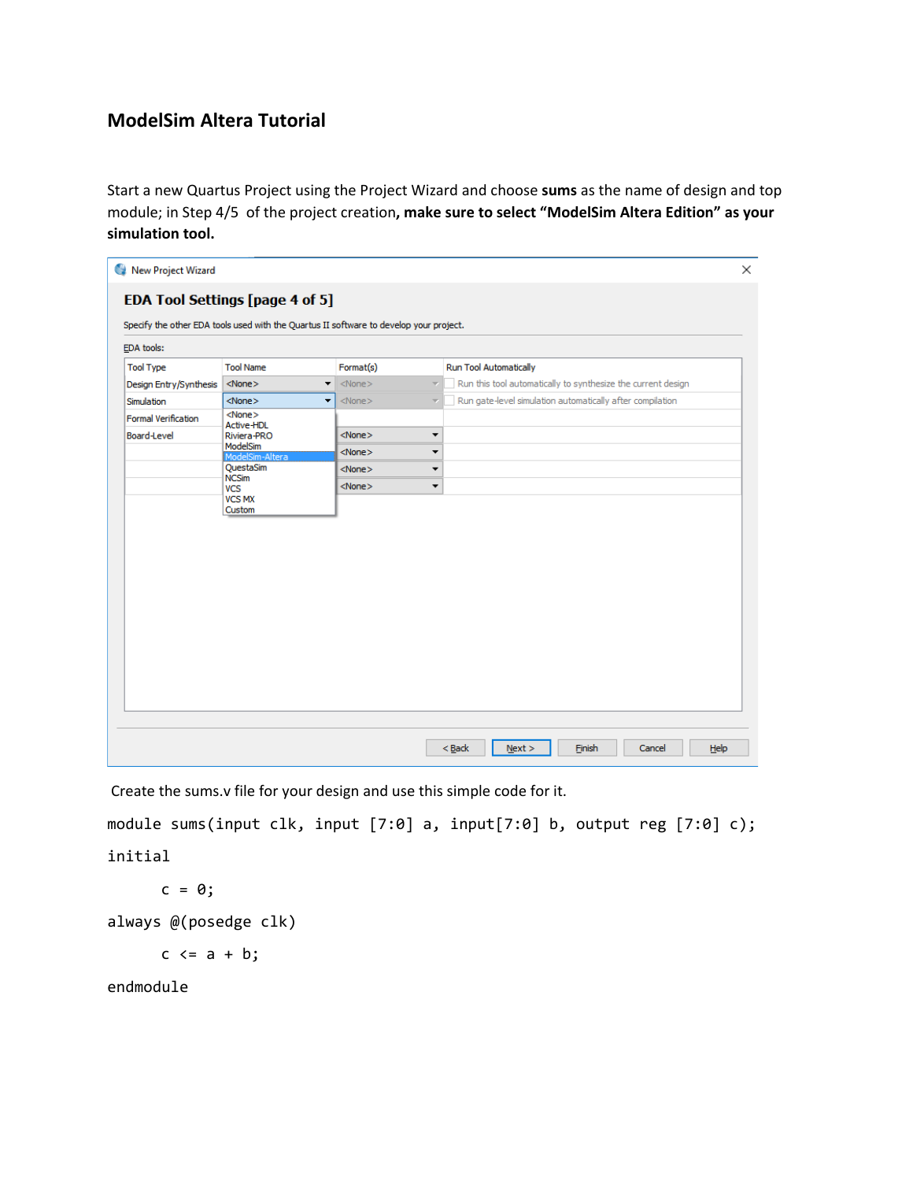# ModelSim Altera Tutorial

Start a new Quartus Project using the Project Wizard and choose **sums** as the name of design and top module; in Step 4/5 of the project creation**, make sure to select "ModelSim Altera Edition" as your simulation tool.**

Create the sums.v file for your design and use this simple code for it.

```
module sums(input clk, input [7:0] a, input[7:0] b, output reg [7:0] c);
initial
      c = 0;
always @(posedge clk)
      c <= a + b;
endmodule
```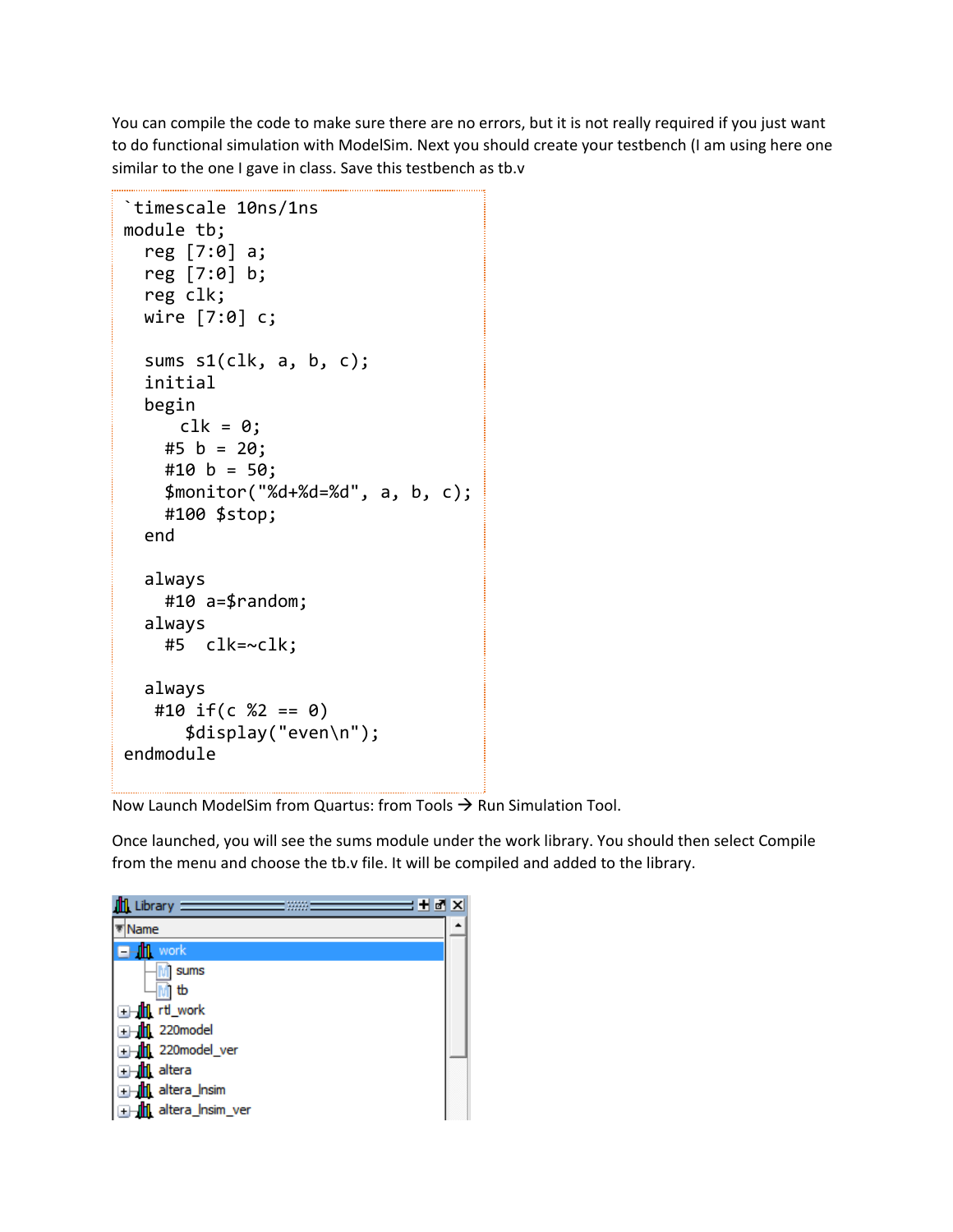You can compile the code to make sure there are no errors, but it is not really required if you just want to do functional simulation with ModelSim. Next you should create your testbench (I am using here one similar to the one I gave in class. Save this testbench as tb.v

```
`timescale 10ns/1ns
module tb;
  reg [7:0] a;
  reg [7:0] b;
  reg clk;
  wire [7:0] c;

  sums s1(clk, a, b, c);
  initial
  begin
     clk = 0;
    #5 b = 20;
    #10 b = 50;
    $monitor("%d+%d=%d", a, b, c);
    #100 $stop;
  end

  always
    #10 a=$random;
  always
    #5  clk=~clk;

  always
   #10 if(c %2 == 0)
      $display("even\n");
endmodule
```

Now Launch ModelSim from Quartus: from Tools → Run Simulation Tool.

Once launched, you will see the sums module under the work library. You should then select Compile from the menu and choose the tb.v file. It will be compiled and added to the library.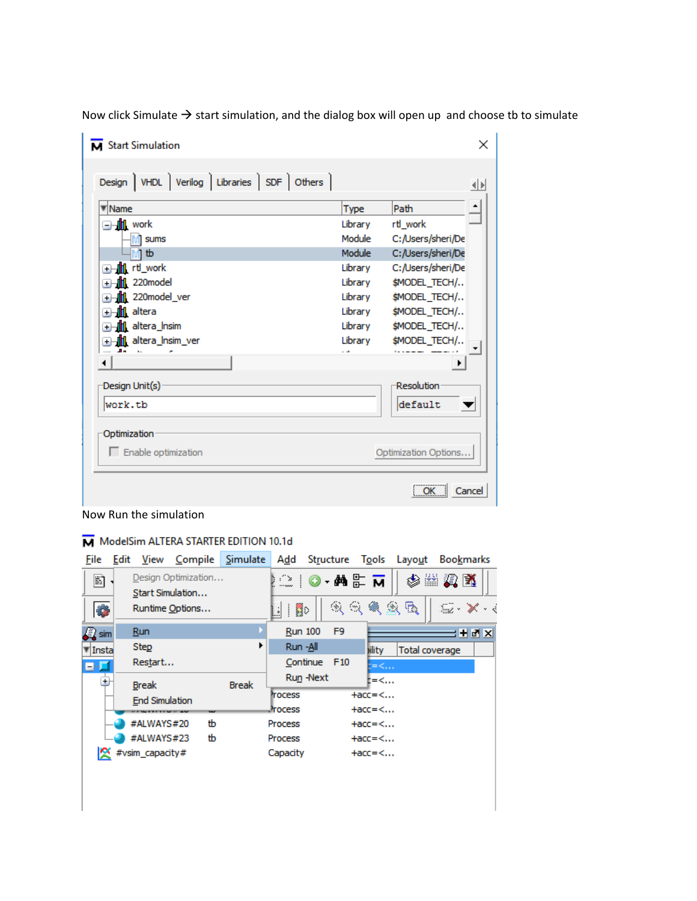Now click Simulate → start simulation, and the dialog box will open up and choose tb to simulate

Now Run the simulation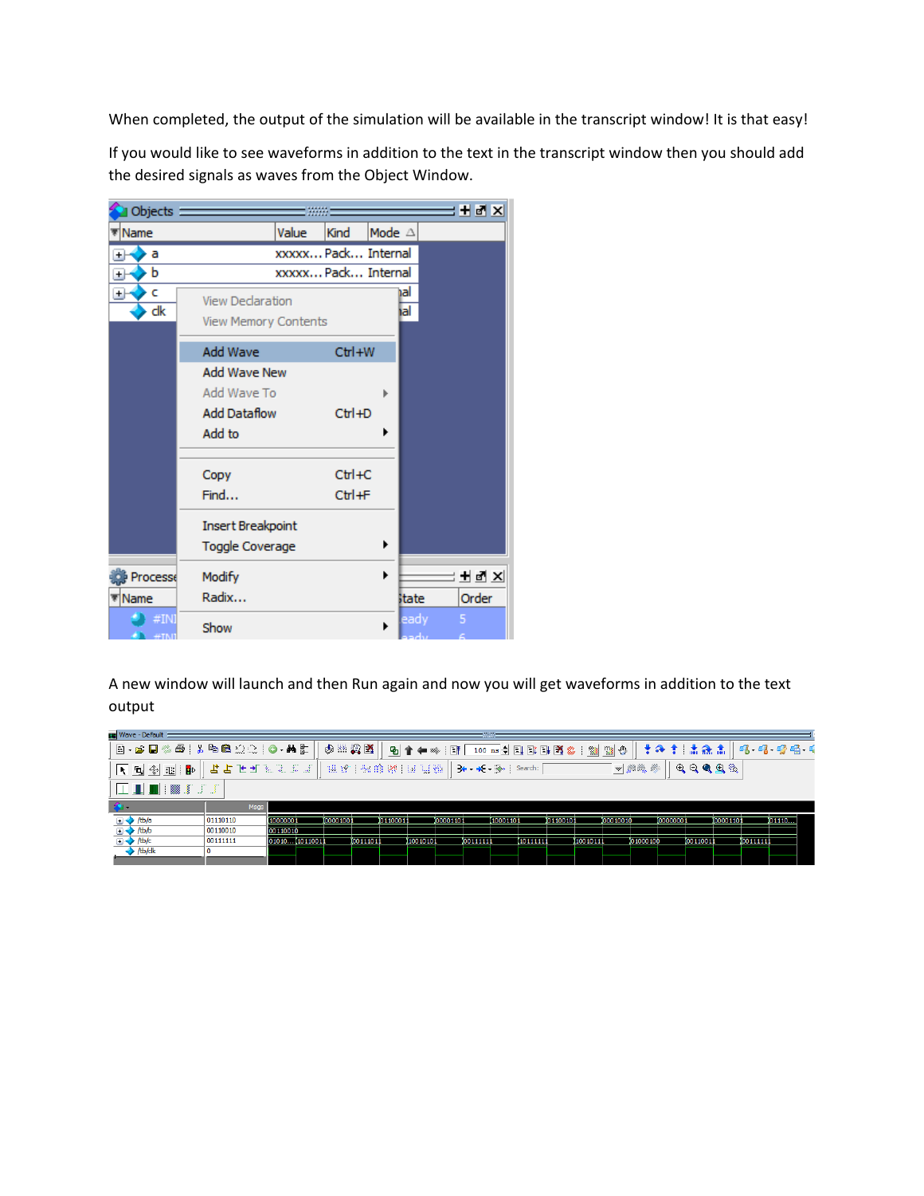When completed, the output of the simulation will be available in the transcript window! It is that easy!

If you would like to see waveforms in addition to the text in the transcript window then you should add the desired signals as waves from the Object Window.

A new window will launch and then Run again and now you will get waveforms in addition to the text output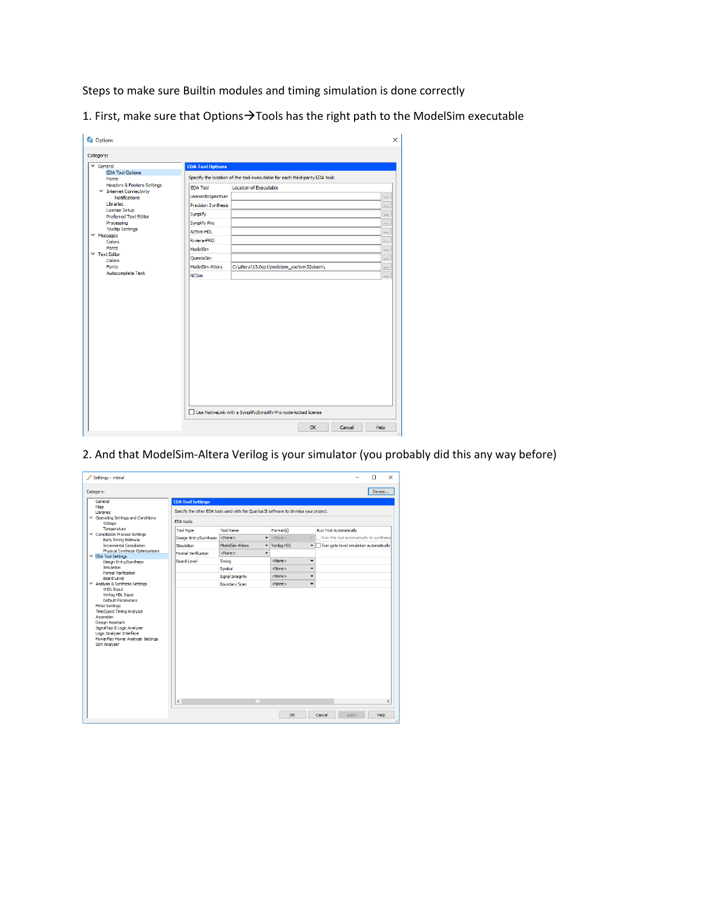Steps to make sure Builtin modules and timing simulation is done correctly

1. First, make sure that Options→Tools has the right path to the ModelSim executable

2. And that ModelSim-Altera Verilog is your simulator (you probably did this any way before)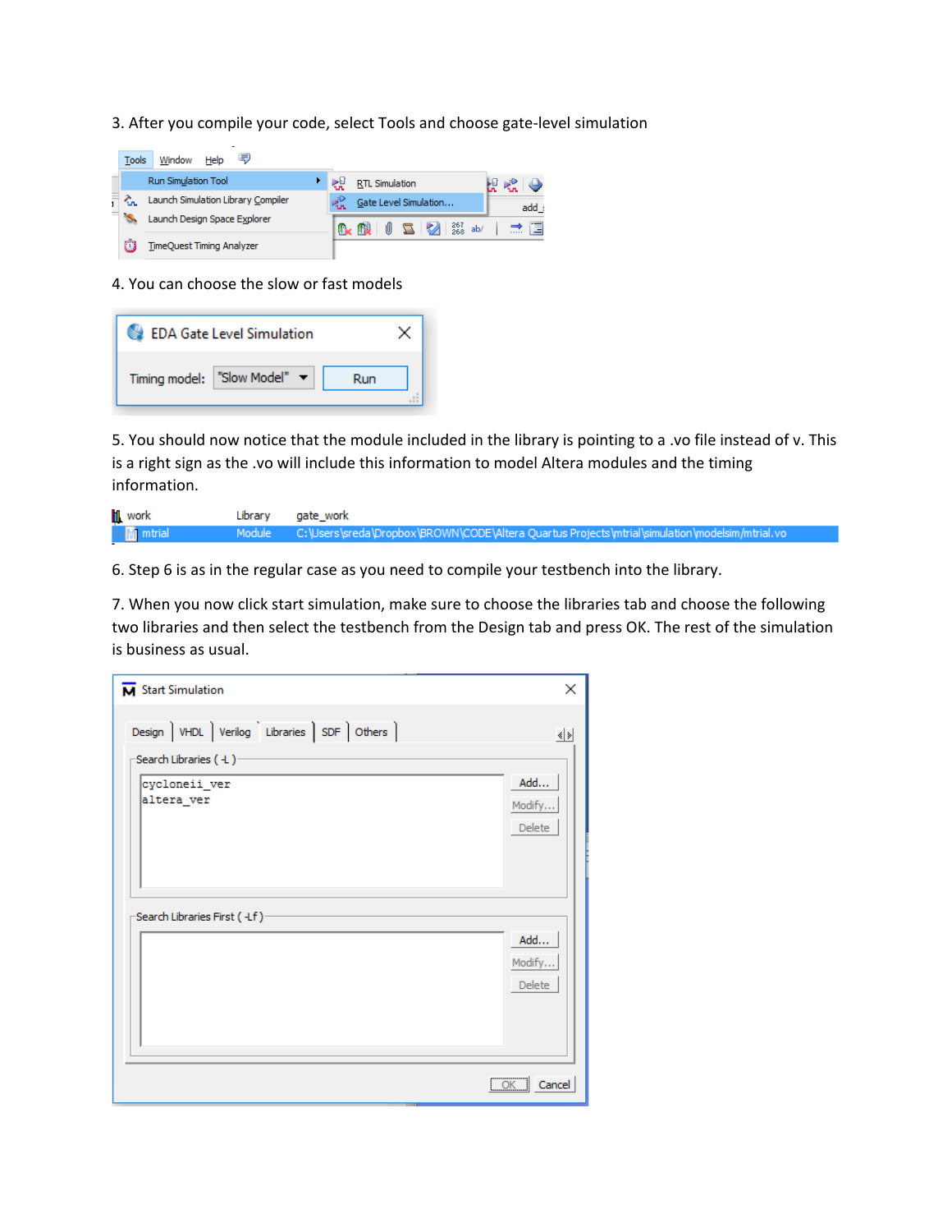3. After you compile your code, select Tools and choose gate-level simulation

4. You can choose the slow or fast models

5. You should now notice that the module included in the library is pointing to a .vo file instead of v. This is a right sign as the .vo will include this information to model Altera modules and the timing information.

6. Step 6 is as in the regular case as you need to compile your testbench into the library.

7. When you now click start simulation, make sure to choose the libraries tab and choose the following two libraries and then select the testbench from the Design tab and press OK. The rest of the simulation is business as usual.